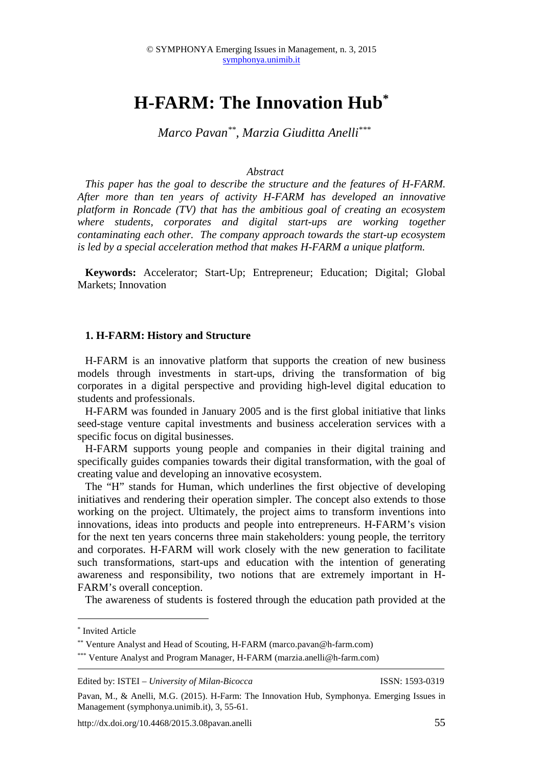# H-FARM: The Innovation Hub[*]

*Marco Pavan[**], Marzia Giuditta Anelli[***]*

*Abstract*

*This paper has the goal to describe the structure and the features of H-FARM. After more than ten years of activity H-FARM has developed an innovative platform in Roncade (TV) that has the ambitious goal of creating an ecosystem where students, corporates and digital start-ups are working together contaminating each other. The company approach towards the start-up ecosystem is led by a special acceleration method that makes H-FARM a unique platform.*

**Keywords:** Accelerator; Start-Up; Entrepreneur; Education; Digital; Global Markets; Innovation

## 1. H-FARM: History and Structure

H-FARM is an innovative platform that supports the creation of new business models through investments in start-ups, driving the transformation of big corporates in a digital perspective and providing high-level digital education to students and professionals.

H-FARM was founded in January 2005 and is the first global initiative that links seed-stage venture capital investments and business acceleration services with a specific focus on digital businesses.

H-FARM supports young people and companies in their digital training and specifically guides companies towards their digital transformation, with the goal of creating value and developing an innovative ecosystem.

The "H" stands for Human, which underlines the first objective of developing initiatives and rendering their operation simpler. The concept also extends to those working on the project. Ultimately, the project aims to transform inventions into innovations, ideas into products and people into entrepreneurs. H-FARM's vision for the next ten years concerns three main stakeholders: young people, the territory and corporates. H-FARM will work closely with the new generation to facilitate such transformations, start-ups and education with the intention of generating awareness and responsibility, two notions that are extremely important in H-FARM's overall conception.

The awareness of students is fostered through the education path provided at the

---

[*] Invited Article

[**] Venture Analyst and Head of Scouting, H-FARM (marco.pavan@h-farm.com)

[***] Venture Analyst and Program Manager, H-FARM (marzia.anelli@h-farm.com)

Edited by: ISTEI – *University of Milan-Bicocca* ISSN: 1593-0319

Pavan, M., & Anelli, M.G. (2015). H-Farm: The Innovation Hub, Symphonya. Emerging Issues in Management (symphonya.unimib.it), 3, 55-61.

http://dx.doi.org/10.4468/2015.3.08pavan.anelli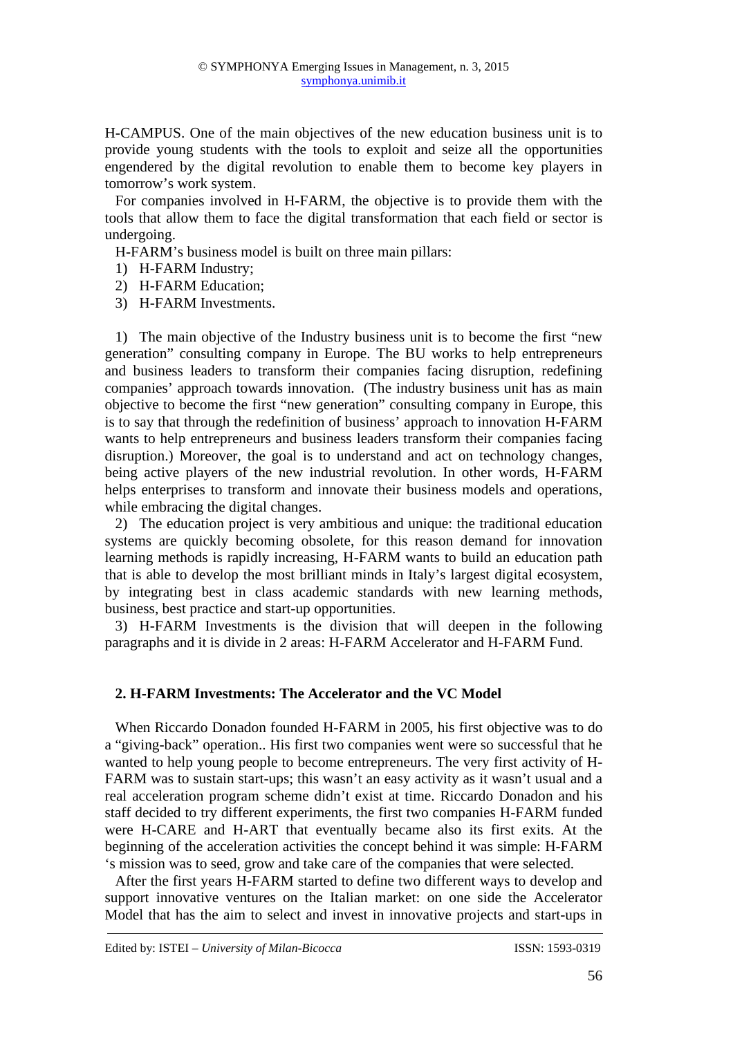H-CAMPUS. One of the main objectives of the new education business unit is to provide young students with the tools to exploit and seize all the opportunities engendered by the digital revolution to enable them to become key players in tomorrow's work system.

For companies involved in H-FARM, the objective is to provide them with the tools that allow them to face the digital transformation that each field or sector is undergoing.

H-FARM's business model is built on three main pillars:

1) H-FARM Industry;
2) H-FARM Education;
3) H-FARM Investments.

1) The main objective of the Industry business unit is to become the first "new generation" consulting company in Europe. The BU works to help entrepreneurs and business leaders to transform their companies facing disruption, redefining companies' approach towards innovation. (The industry business unit has as main objective to become the first "new generation" consulting company in Europe, this is to say that through the redefinition of business' approach to innovation H-FARM wants to help entrepreneurs and business leaders transform their companies facing disruption.) Moreover, the goal is to understand and act on technology changes, being active players of the new industrial revolution. In other words, H-FARM helps enterprises to transform and innovate their business models and operations, while embracing the digital changes.

2) The education project is very ambitious and unique: the traditional education systems are quickly becoming obsolete, for this reason demand for innovation learning methods is rapidly increasing, H-FARM wants to build an education path that is able to develop the most brilliant minds in Italy's largest digital ecosystem, by integrating best in class academic standards with new learning methods, business, best practice and start-up opportunities.

3) H-FARM Investments is the division that will deepen in the following paragraphs and it is divide in 2 areas: H-FARM Accelerator and H-FARM Fund.

## 2. H-FARM Investments: The Accelerator and the VC Model

When Riccardo Donadon founded H-FARM in 2005, his first objective was to do a "giving-back" operation.. His first two companies went were so successful that he wanted to help young people to become entrepreneurs. The very first activity of H-FARM was to sustain start-ups; this wasn't an easy activity as it wasn't usual and a real acceleration program scheme didn't exist at time. Riccardo Donadon and his staff decided to try different experiments, the first two companies H-FARM funded were H-CARE and H-ART that eventually became also its first exits. At the beginning of the acceleration activities the concept behind it was simple: H-FARM 's mission was to seed, grow and take care of the companies that were selected.

After the first years H-FARM started to define two different ways to develop and support innovative ventures on the Italian market: on one side the Accelerator Model that has the aim to select and invest in innovative projects and start-ups in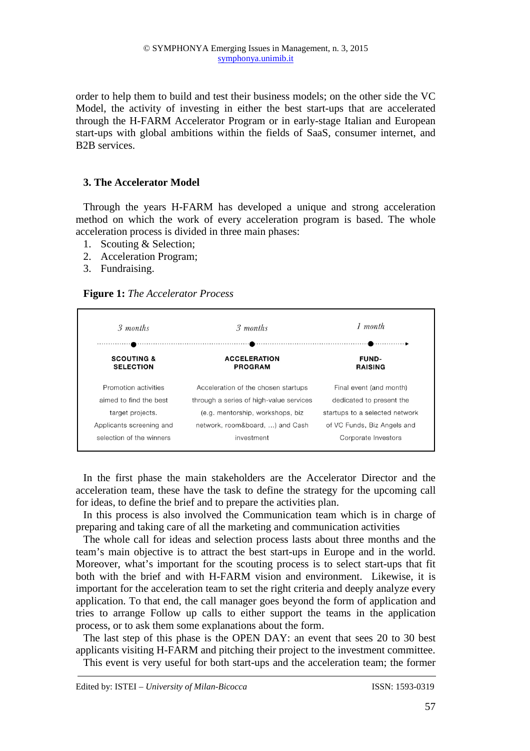order to help them to build and test their business models; on the other side the VC Model, the activity of investing in either the best start-ups that are accelerated through the H-FARM Accelerator Program or in early-stage Italian and European start-ups with global ambitions within the fields of SaaS, consumer internet, and B2B services.

## 3. The Accelerator Model

Through the years H-FARM has developed a unique and strong acceleration method on which the work of every acceleration program is based. The whole acceleration process is divided in three main phases:

1. Scouting & Selection;
2. Acceleration Program;
3. Fundraising.

**Figure 1:** *The Accelerator Process*

| *3 months* | *3 months* | *1 month* |
|---|---|---|
| **SCOUTING & SELECTION** | **ACCELERATION PROGRAM** | **FUND-RAISING** |
| Promotion activities aimed to find the best target projects. Applicants screening and selection of the winners | Acceleration of the chosen startups through a series of high-value services (e.g. mentorship, workshops, biz network, room&board, ...) and Cash investment | Final event (and month) dedicated to present the startups to a selected network of VC Funds, Biz Angels and Corporate Investors |

In the first phase the main stakeholders are the Accelerator Director and the acceleration team, these have the task to define the strategy for the upcoming call for ideas, to define the brief and to prepare the activities plan.

In this process is also involved the Communication team which is in charge of preparing and taking care of all the marketing and communication activities

The whole call for ideas and selection process lasts about three months and the team's main objective is to attract the best start-ups in Europe and in the world. Moreover, what's important for the scouting process is to select start-ups that fit both with the brief and with H-FARM vision and environment. Likewise, it is important for the acceleration team to set the right criteria and deeply analyze every application. To that end, the call manager goes beyond the form of application and tries to arrange Follow up calls to either support the teams in the application process, or to ask them some explanations about the form.

The last step of this phase is the OPEN DAY: an event that sees 20 to 30 best applicants visiting H-FARM and pitching their project to the investment committee.

This event is very useful for both start-ups and the acceleration team; the former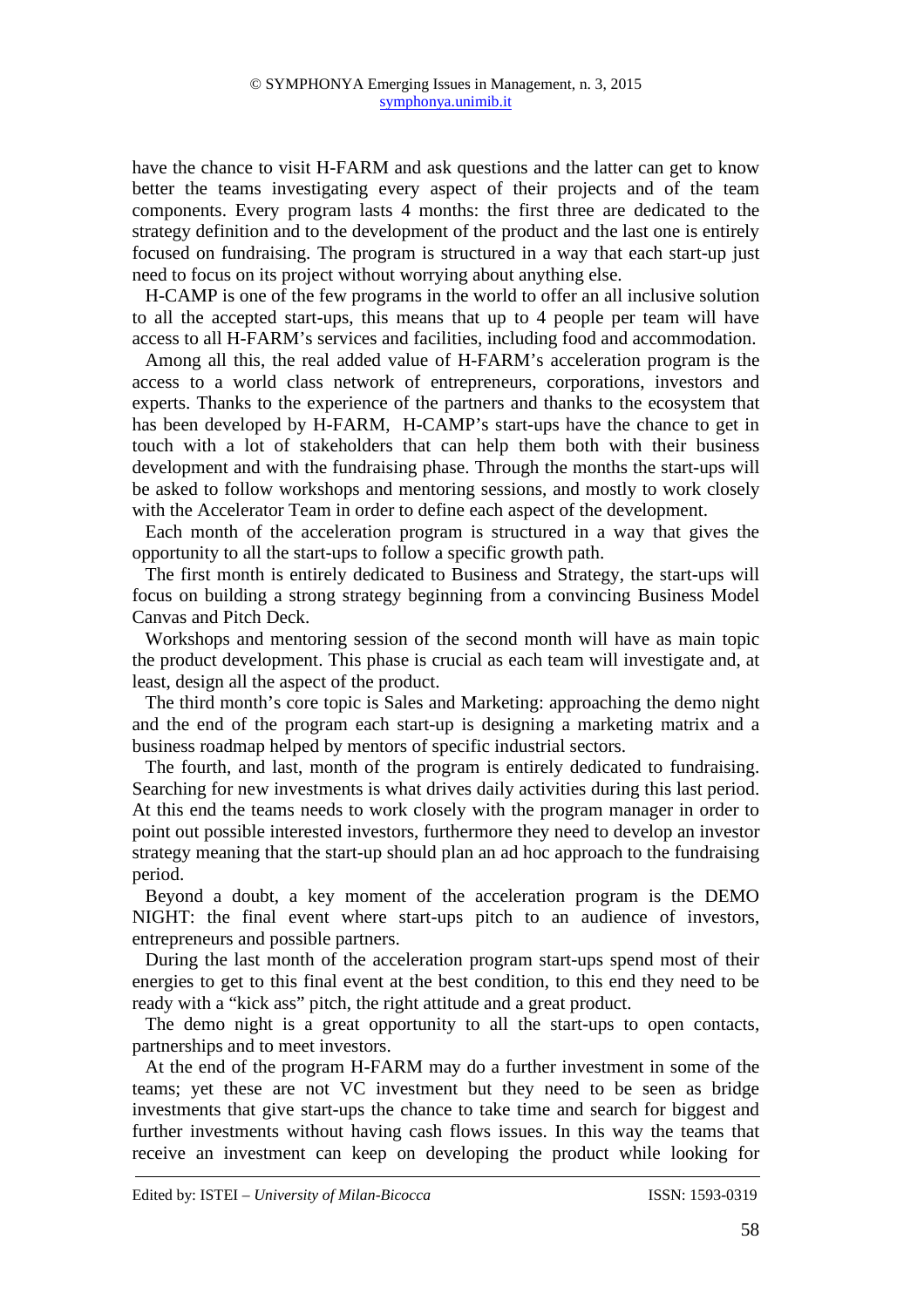have the chance to visit H-FARM and ask questions and the latter can get to know better the teams investigating every aspect of their projects and of the team components. Every program lasts 4 months: the first three are dedicated to the strategy definition and to the development of the product and the last one is entirely focused on fundraising. The program is structured in a way that each start-up just need to focus on its project without worrying about anything else.

H-CAMP is one of the few programs in the world to offer an all inclusive solution to all the accepted start-ups, this means that up to 4 people per team will have access to all H-FARM's services and facilities, including food and accommodation.

Among all this, the real added value of H-FARM's acceleration program is the access to a world class network of entrepreneurs, corporations, investors and experts. Thanks to the experience of the partners and thanks to the ecosystem that has been developed by H-FARM, H-CAMP's start-ups have the chance to get in touch with a lot of stakeholders that can help them both with their business development and with the fundraising phase. Through the months the start-ups will be asked to follow workshops and mentoring sessions, and mostly to work closely with the Accelerator Team in order to define each aspect of the development.

Each month of the acceleration program is structured in a way that gives the opportunity to all the start-ups to follow a specific growth path.

The first month is entirely dedicated to Business and Strategy, the start-ups will focus on building a strong strategy beginning from a convincing Business Model Canvas and Pitch Deck.

Workshops and mentoring session of the second month will have as main topic the product development. This phase is crucial as each team will investigate and, at least, design all the aspect of the product.

The third month's core topic is Sales and Marketing: approaching the demo night and the end of the program each start-up is designing a marketing matrix and a business roadmap helped by mentors of specific industrial sectors.

The fourth, and last, month of the program is entirely dedicated to fundraising. Searching for new investments is what drives daily activities during this last period. At this end the teams needs to work closely with the program manager in order to point out possible interested investors, furthermore they need to develop an investor strategy meaning that the start-up should plan an ad hoc approach to the fundraising period.

Beyond a doubt, a key moment of the acceleration program is the DEMO NIGHT: the final event where start-ups pitch to an audience of investors, entrepreneurs and possible partners.

During the last month of the acceleration program start-ups spend most of their energies to get to this final event at the best condition, to this end they need to be ready with a "kick ass" pitch, the right attitude and a great product.

The demo night is a great opportunity to all the start-ups to open contacts, partnerships and to meet investors.

At the end of the program H-FARM may do a further investment in some of the teams; yet these are not VC investment but they need to be seen as bridge investments that give start-ups the chance to take time and search for biggest and further investments without having cash flows issues. In this way the teams that receive an investment can keep on developing the product while looking for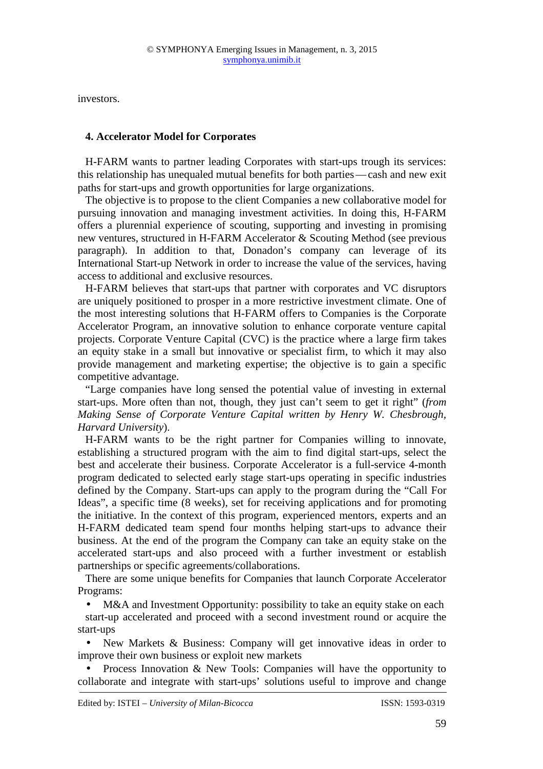investors.

## 4. Accelerator Model for Corporates

H-FARM wants to partner leading Corporates with start-ups trough its services: this relationship has unequaled mutual benefits for both parties — cash and new exit paths for start-ups and growth opportunities for large organizations.

The objective is to propose to the client Companies a new collaborative model for pursuing innovation and managing investment activities. In doing this, H-FARM offers a plurennial experience of scouting, supporting and investing in promising new ventures, structured in H-FARM Accelerator & Scouting Method (see previous paragraph). In addition to that, Donadon's company can leverage of its International Start-up Network in order to increase the value of the services, having access to additional and exclusive resources.

H-FARM believes that start-ups that partner with corporates and VC disruptors are uniquely positioned to prosper in a more restrictive investment climate. One of the most interesting solutions that H-FARM offers to Companies is the Corporate Accelerator Program, an innovative solution to enhance corporate venture capital projects. Corporate Venture Capital (CVC) is the practice where a large firm takes an equity stake in a small but innovative or specialist firm, to which it may also provide management and marketing expertise; the objective is to gain a specific competitive advantage.

"Large companies have long sensed the potential value of investing in external start-ups. More often than not, though, they just can't seem to get it right" (*from Making Sense of Corporate Venture Capital written by Henry W. Chesbrough, Harvard University*).

H-FARM wants to be the right partner for Companies willing to innovate, establishing a structured program with the aim to find digital start-ups, select the best and accelerate their business. Corporate Accelerator is a full-service 4-month program dedicated to selected early stage start-ups operating in specific industries defined by the Company. Start-ups can apply to the program during the "Call For Ideas", a specific time (8 weeks), set for receiving applications and for promoting the initiative. In the context of this program, experienced mentors, experts and an H-FARM dedicated team spend four months helping start-ups to advance their business. At the end of the program the Company can take an equity stake on the accelerated start-ups and also proceed with a further investment or establish partnerships or specific agreements/collaborations.

There are some unique benefits for Companies that launch Corporate Accelerator Programs:

- M&A and Investment Opportunity: possibility to take an equity stake on each start-up accelerated and proceed with a second investment round or acquire the start-ups
- New Markets & Business: Company will get innovative ideas in order to improve their own business or exploit new markets
- Process Innovation & New Tools: Companies will have the opportunity to collaborate and integrate with start-ups' solutions useful to improve and change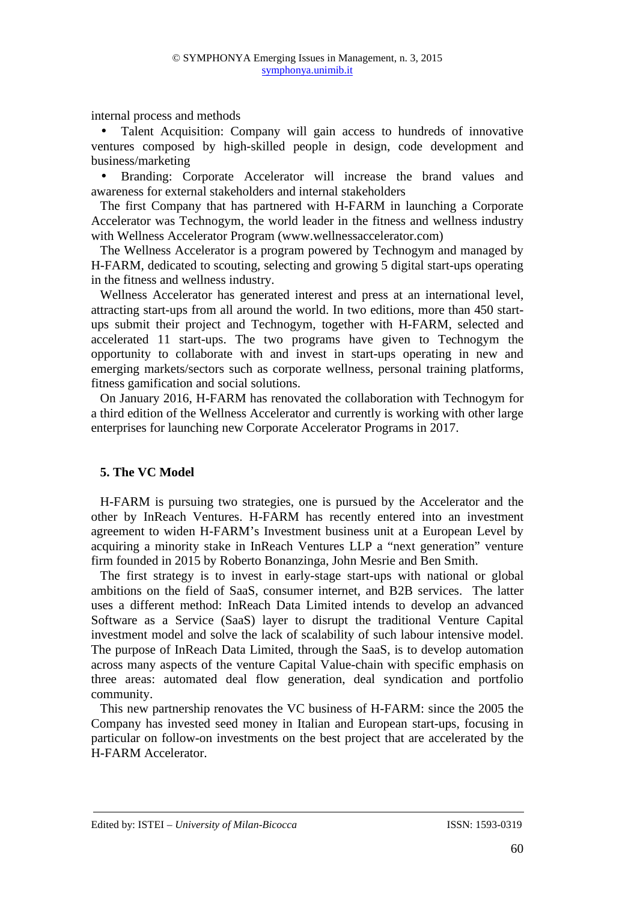internal process and methods

- Talent Acquisition: Company will gain access to hundreds of innovative ventures composed by high-skilled people in design, code development and business/marketing
- Branding: Corporate Accelerator will increase the brand values and awareness for external stakeholders and internal stakeholders

The first Company that has partnered with H-FARM in launching a Corporate Accelerator was Technogym, the world leader in the fitness and wellness industry with Wellness Accelerator Program (www.wellnessaccelerator.com)

The Wellness Accelerator is a program powered by Technogym and managed by H-FARM, dedicated to scouting, selecting and growing 5 digital start-ups operating in the fitness and wellness industry.

Wellness Accelerator has generated interest and press at an international level, attracting start-ups from all around the world. In two editions, more than 450 start-ups submit their project and Technogym, together with H-FARM, selected and accelerated 11 start-ups. The two programs have given to Technogym the opportunity to collaborate with and invest in start-ups operating in new and emerging markets/sectors such as corporate wellness, personal training platforms, fitness gamification and social solutions.

On January 2016, H-FARM has renovated the collaboration with Technogym for a third edition of the Wellness Accelerator and currently is working with other large enterprises for launching new Corporate Accelerator Programs in 2017.

## 5. The VC Model

H-FARM is pursuing two strategies, one is pursued by the Accelerator and the other by InReach Ventures. H-FARM has recently entered into an investment agreement to widen H-FARM's Investment business unit at a European Level by acquiring a minority stake in InReach Ventures LLP a "next generation" venture firm founded in 2015 by Roberto Bonanzinga, John Mesrie and Ben Smith.

The first strategy is to invest in early-stage start-ups with national or global ambitions on the field of SaaS, consumer internet, and B2B services. The latter uses a different method: InReach Data Limited intends to develop an advanced Software as a Service (SaaS) layer to disrupt the traditional Venture Capital investment model and solve the lack of scalability of such labour intensive model. The purpose of InReach Data Limited, through the SaaS, is to develop automation across many aspects of the venture Capital Value-chain with specific emphasis on three areas: automated deal flow generation, deal syndication and portfolio community.

This new partnership renovates the VC business of H-FARM: since the 2005 the Company has invested seed money in Italian and European start-ups, focusing in particular on follow-on investments on the best project that are accelerated by the H-FARM Accelerator.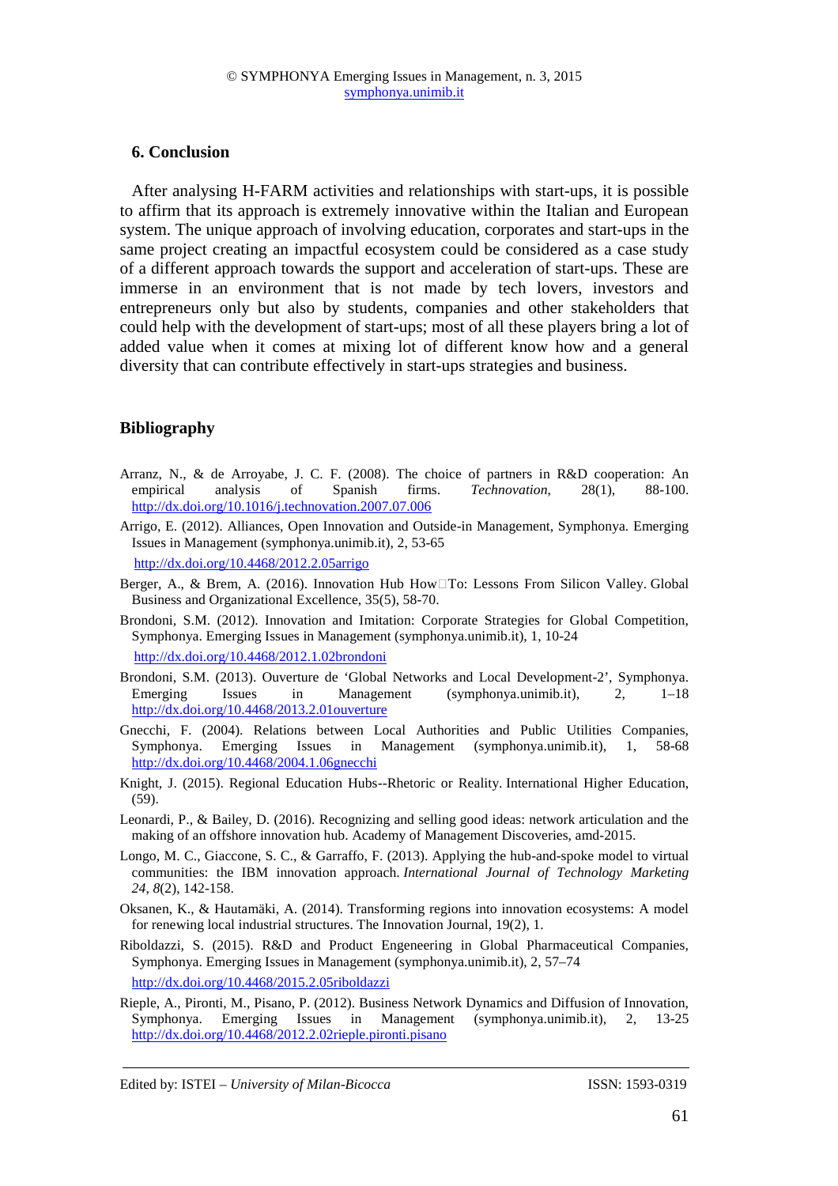## 6. Conclusion

After analysing H-FARM activities and relationships with start-ups, it is possible to affirm that its approach is extremely innovative within the Italian and European system. The unique approach of involving education, corporates and start-ups in the same project creating an impactful ecosystem could be considered as a case study of a different approach towards the support and acceleration of start-ups. These are immerse in an environment that is not made by tech lovers, investors and entrepreneurs only but also by students, companies and other stakeholders that could help with the development of start-ups; most of all these players bring a lot of added value when it comes at mixing lot of different know how and a general diversity that can contribute effectively in start-ups strategies and business.

## Bibliography

Arranz, N., & de Arroyabe, J. C. F. (2008). The choice of partners in R&D cooperation: An empirical analysis of Spanish firms. *Technovation*, 28(1), 88-100. http://dx.doi.org/10.1016/j.technovation.2007.07.006

Arrigo, E. (2012). Alliances, Open Innovation and Outside-in Management, Symphonya. Emerging Issues in Management (symphonya.unimib.it), 2, 53-65 http://dx.doi.org/10.4468/2012.2.05arrigo

Berger, A., & Brem, A. (2016). Innovation Hub How□To: Lessons From Silicon Valley. Global Business and Organizational Excellence, 35(5), 58-70.

Brondoni, S.M. (2012). Innovation and Imitation: Corporate Strategies for Global Competition, Symphonya. Emerging Issues in Management (symphonya.unimib.it), 1, 10-24 http://dx.doi.org/10.4468/2012.1.02brondoni

Brondoni, S.M. (2013). Ouverture de 'Global Networks and Local Development-2', Symphonya. Emerging Issues in Management (symphonya.unimib.it), 2, 1–18 http://dx.doi.org/10.4468/2013.2.01ouverture

Gnecchi, F. (2004). Relations between Local Authorities and Public Utilities Companies, Symphonya. Emerging Issues in Management (symphonya.unimib.it), 1, 58-68 http://dx.doi.org/10.4468/2004.1.06gnecchi

Knight, J. (2015). Regional Education Hubs--Rhetoric or Reality. International Higher Education, (59).

Leonardi, P., & Bailey, D. (2016). Recognizing and selling good ideas: network articulation and the making of an offshore innovation hub. Academy of Management Discoveries, amd-2015.

Longo, M. C., Giaccone, S. C., & Garraffo, F. (2013). Applying the hub-and-spoke model to virtual communities: the IBM innovation approach. *International Journal of Technology Marketing 24*, *8*(2), 142-158.

Oksanen, K., & Hautamäki, A. (2014). Transforming regions into innovation ecosystems: A model for renewing local industrial structures. The Innovation Journal, 19(2), 1.

Riboldazzi, S. (2015). R&D and Product Engeneering in Global Pharmaceutical Companies, Symphonya. Emerging Issues in Management (symphonya.unimib.it), 2, 57–74 http://dx.doi.org/10.4468/2015.2.05riboldazzi

Rieple, A., Pironti, M., Pisano, P. (2012). Business Network Dynamics and Diffusion of Innovation, Symphonya. Emerging Issues in Management (symphonya.unimib.it), 2, 13-25 http://dx.doi.org/10.4468/2012.2.02rieple.pironti.pisano